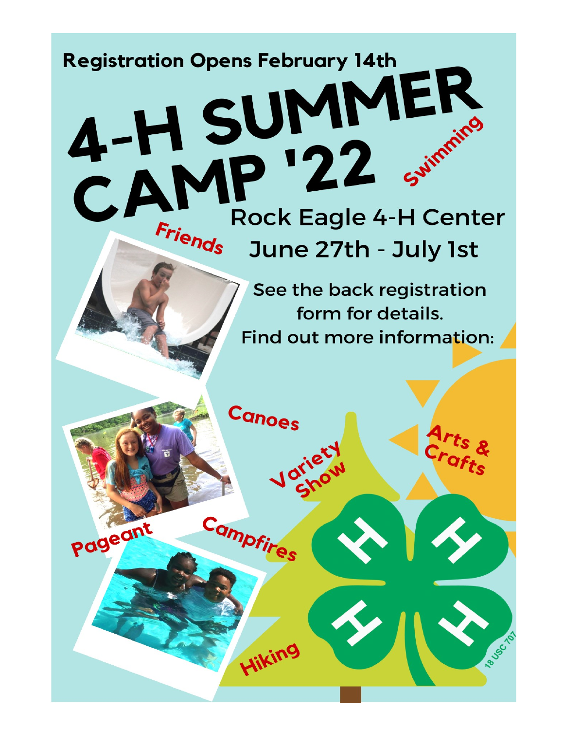**Registration Opens February 14th**

# 4-H SUMMER CAMP '22

## Rock Eagle 4-H Center
## June 27th - July 1st

See the back registration form for details.
Find out more information:

Swimming

Friends

Canoes

Variety Show

Arts & Crafts

Pageant

Campfires

Hiking

18 USC 707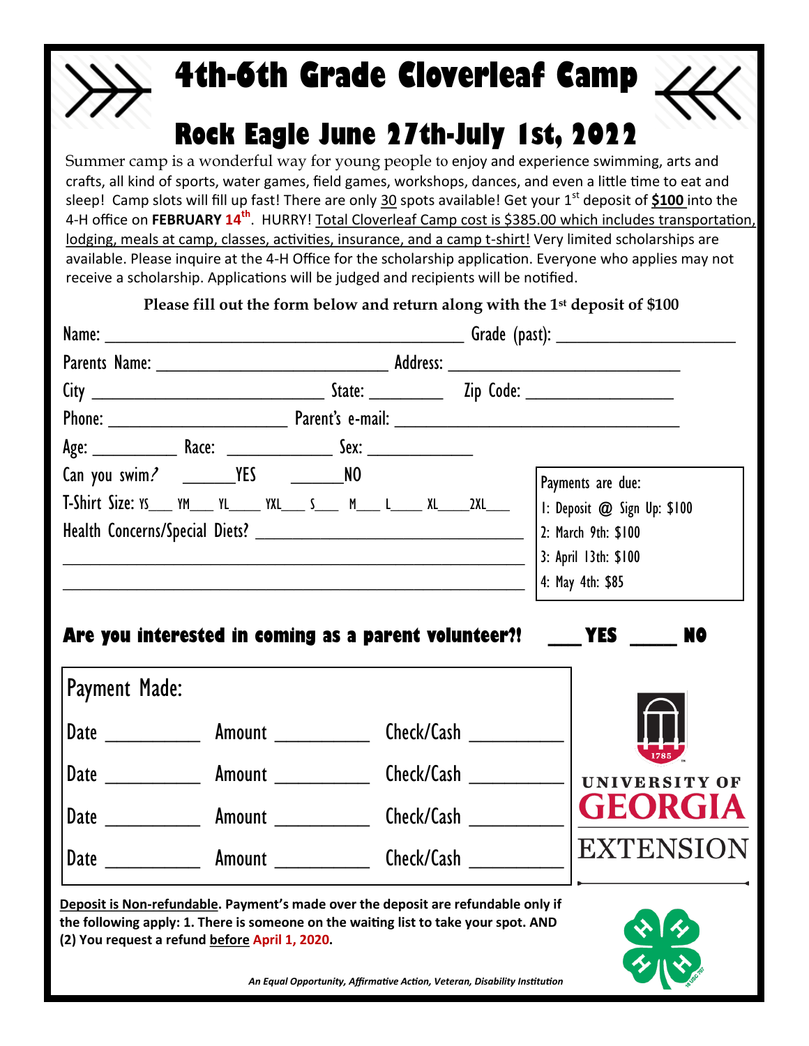# 4th-6th Grade Cloverleaf Camp

## Rock Eagle June 27th-July 1st, 2022

Summer camp is a wonderful way for young people to enjoy and experience swimming, arts and crafts, all kind of sports, water games, field games, workshops, dances, and even a little time to eat and sleep! Camp slots will fill up fast! There are only 30 spots available! Get your 1st deposit of **$100** into the 4-H office on **FEBRUARY 14th**. HURRY! Total Cloverleaf Camp cost is $385.00 which includes transportation, lodging, meals at camp, classes, activities, insurance, and a camp t-shirt! Very limited scholarships are available. Please inquire at the 4-H Office for the scholarship application. Everyone who applies may not receive a scholarship. Applications will be judged and recipients will be notified.

**Please fill out the form below and return along with the 1st deposit of $100**

Name: ________________________________ Grade (past): ________________

Parents Name: ____________________ Address: ______________________

City ____________________ State: ________ Zip Code: ______________

Phone: __________________ Parent's e-mail: __________________________

Age: ________ Race: __________ Sex: __________

Can you swim? ______YES ______NO

T-Shirt Size: YS___ YM___ YL____ YXL___ S___ M___ L____ XL____2XL___

Health Concerns/Special Diets? ______________________________

______________________________________________________

______________________________________________________

Payments are due:
1: Deposit @ Sign Up: $100
2: March 9th: $100
3: April 13th: $100
4: May 4th: $85

**Are you interested in coming as a parent volunteer?! ___ YES ____ NO**

Payment Made:

Date __________ Amount __________ Check/Cash __________

Date __________ Amount __________ Check/Cash __________

Date __________ Amount __________ Check/Cash __________

Date __________ Amount __________ Check/Cash __________

UNIVERSITY OF GEORGIA EXTENSION

**Deposit is Non-refundable. Payment's made over the deposit are refundable only if the following apply: 1. There is someone on the waiting list to take your spot. AND (2) You request a refund before April 1, 2020.**

*An Equal Opportunity, Affirmative Action, Veteran, Disability Institution*